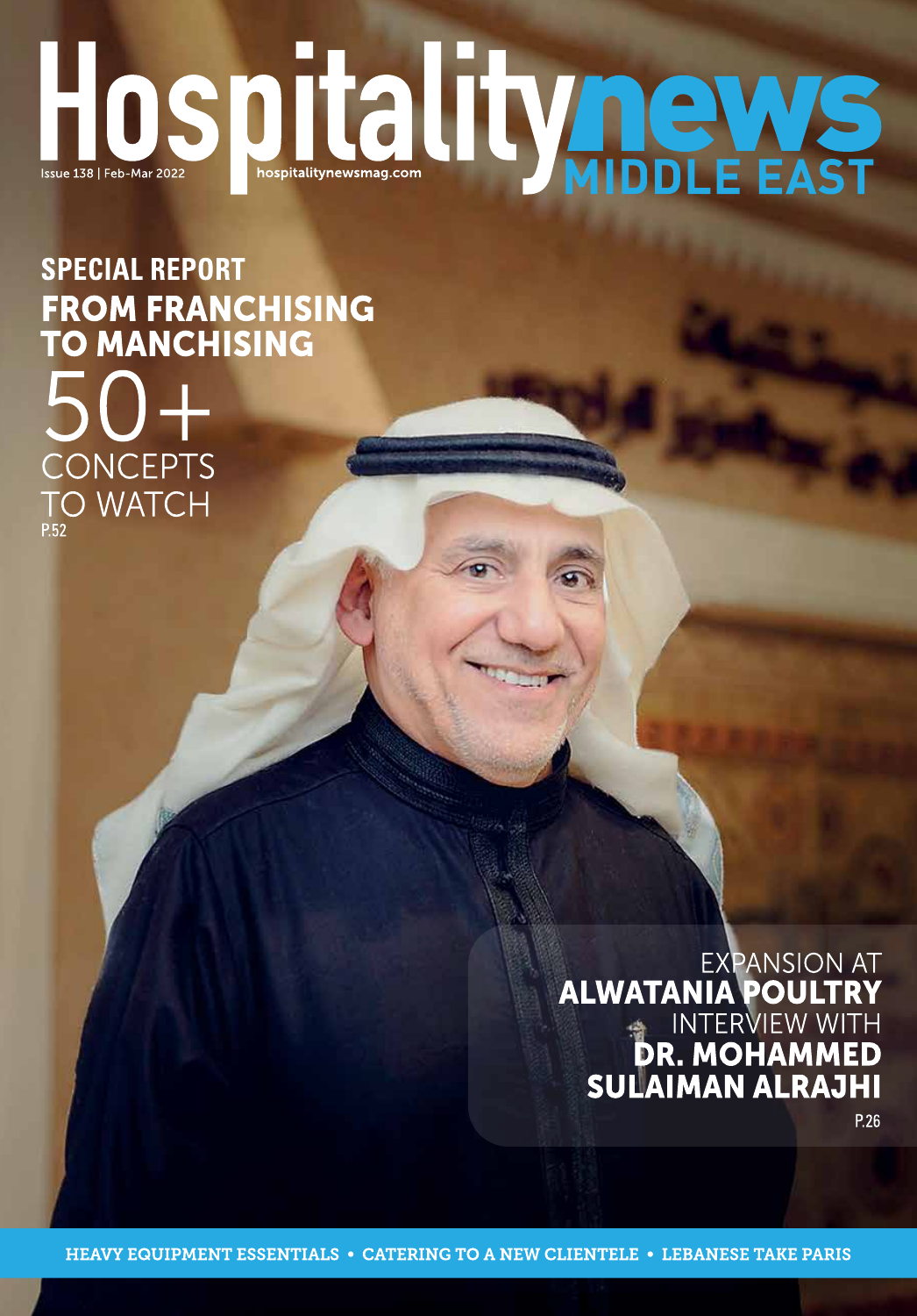# Hospitality news MIDDLE EAST

Issue 138 | Feb-Mar 2022

hospitalitynewsmag.com

## SPECIAL REPORT
## FROM FRANCHISING TO MANCHISING

50+
CONCEPTS
TO WATCH
P.52

EXPANSION AT
**ALWATANIA POULTRY**
INTERVIEW WITH
**DR. MOHAMMED SULAIMAN ALRAJHI**
P.26

HEAVY EQUIPMENT ESSENTIALS • CATERING TO A NEW CLIENTELE • LEBANESE TAKE PARIS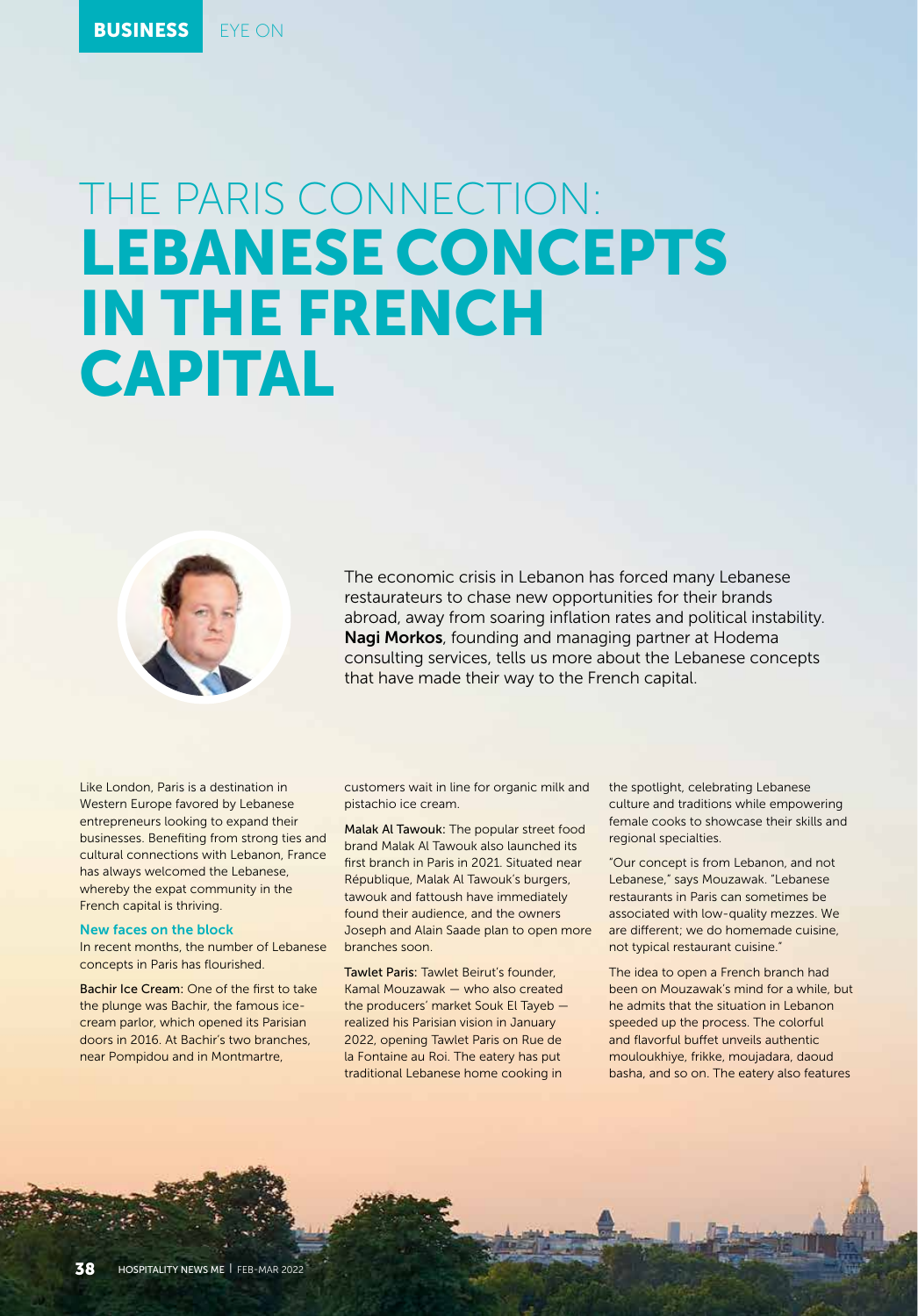BUSINESS EYE ON

# THE PARIS CONNECTION: LEBANESE CONCEPTS IN THE FRENCH CAPITAL

The economic crisis in Lebanon has forced many Lebanese restaurateurs to chase new opportunities for their brands abroad, away from soaring inflation rates and political instability. **Nagi Morkos**, founding and managing partner at Hodema consulting services, tells us more about the Lebanese concepts that have made their way to the French capital.

Like London, Paris is a destination in Western Europe favored by Lebanese entrepreneurs looking to expand their businesses. Benefiting from strong ties and cultural connections with Lebanon, France has always welcomed the Lebanese, whereby the expat community in the French capital is thriving.

## New faces on the block

In recent months, the number of Lebanese concepts in Paris has flourished.

**Bachir Ice Cream:** One of the first to take the plunge was Bachir, the famous ice-cream parlor, which opened its Parisian doors in 2016. At Bachir's two branches, near Pompidou and in Montmartre, customers wait in line for organic milk and pistachio ice cream.

**Malak Al Tawouk:** The popular street food brand Malak Al Tawouk also launched its first branch in Paris in 2021. Situated near République, Malak Al Tawouk's burgers, tawouk and fattoush have immediately found their audience, and the owners Joseph and Alain Saade plan to open more branches soon.

**Tawlet Paris:** Tawlet Beirut's founder, Kamal Mouzawak — who also created the producers' market Souk El Tayeb — realized his Parisian vision in January 2022, opening Tawlet Paris on Rue de la Fontaine au Roi. The eatery has put traditional Lebanese home cooking in the spotlight, celebrating Lebanese culture and traditions while empowering female cooks to showcase their skills and regional specialties.

"Our concept is from Lebanon, and not Lebanese," says Mouzawak. "Lebanese restaurants in Paris can sometimes be associated with low-quality mezzes. We are different; we do homemade cuisine, not typical restaurant cuisine."

The idea to open a French branch had been on Mouzawak's mind for a while, but he admits that the situation in Lebanon speeded up the process. The colorful and flavorful buffet unveils authentic mouloukhiye, frikke, moujadara, daoud basha, and so on. The eatery also features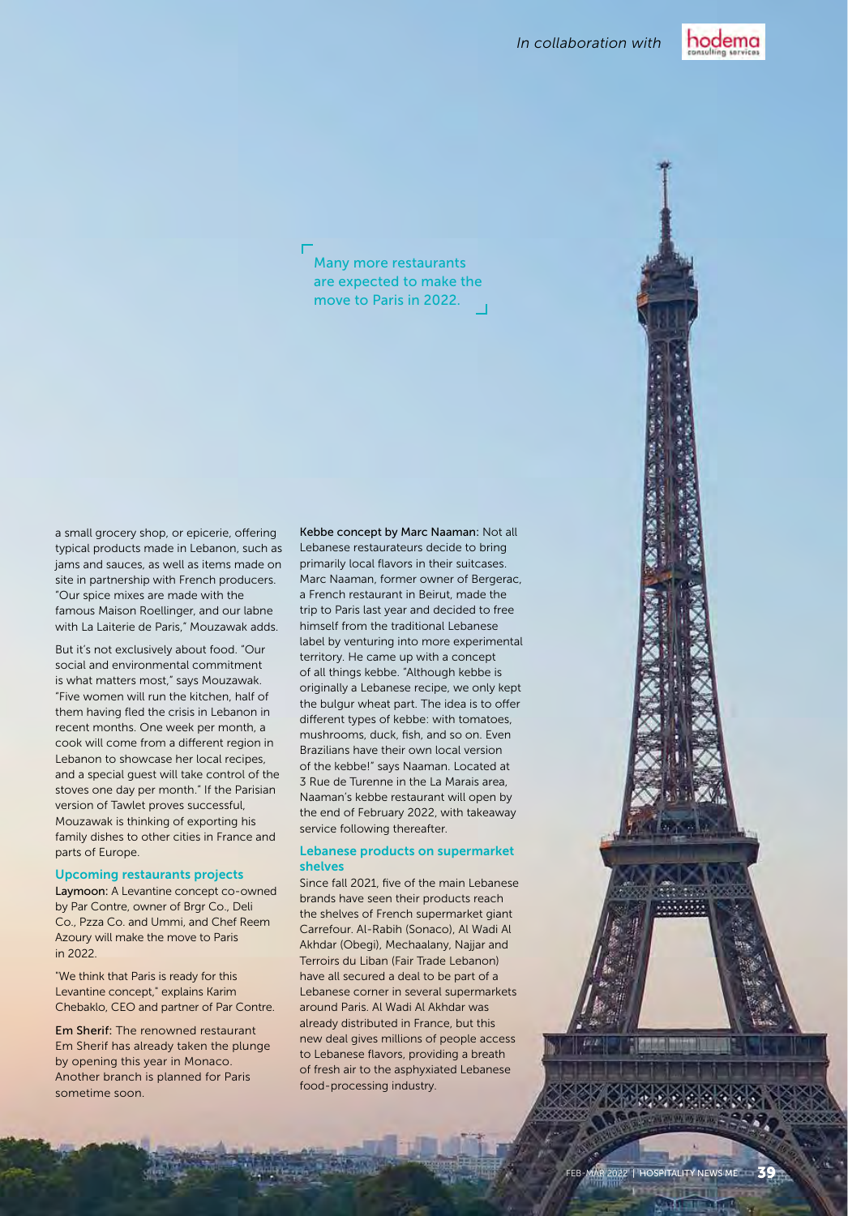Many more restaurants are expected to make the move to Paris in 2022.

a small grocery shop, or epicerie, offering typical products made in Lebanon, such as jams and sauces, as well as items made on site in partnership with French producers. "Our spice mixes are made with the famous Maison Roellinger, and our labne with La Laiterie de Paris," Mouzawak adds.

But it's not exclusively about food. "Our social and environmental commitment is what matters most," says Mouzawak. "Five women will run the kitchen, half of them having fled the crisis in Lebanon in recent months. One week per month, a cook will come from a different region in Lebanon to showcase her local recipes, and a special guest will take control of the stoves one day per month." If the Parisian version of Tawlet proves successful, Mouzawak is thinking of exporting his family dishes to other cities in France and parts of Europe.

### Upcoming restaurants projects

**Laymoon:** A Levantine concept co-owned by Par Contre, owner of Brgr Co., Deli Co., Pzza Co. and Ummi, and Chef Reem Azoury will make the move to Paris in 2022.

"We think that Paris is ready for this Levantine concept," explains Karim Chebaklo, CEO and partner of Par Contre.

**Em Sherif:** The renowned restaurant Em Sherif has already taken the plunge by opening this year in Monaco. Another branch is planned for Paris sometime soon.

**Kebbe concept by Marc Naaman:** Not all Lebanese restaurateurs decide to bring primarily local flavors in their suitcases. Marc Naaman, former owner of Bergerac, a French restaurant in Beirut, made the trip to Paris last year and decided to free himself from the traditional Lebanese label by venturing into more experimental territory. He came up with a concept of all things kebbe. "Although kebbe is originally a Lebanese recipe, we only kept the bulgur wheat part. The idea is to offer different types of kebbe: with tomatoes, mushrooms, duck, fish, and so on. Even Brazilians have their own local version of the kebbe!" says Naaman. Located at 3 Rue de Turenne in the La Marais area, Naaman's kebbe restaurant will open by the end of February 2022, with takeaway service following thereafter.

### Lebanese products on supermarket shelves

Since fall 2021, five of the main Lebanese brands have seen their products reach the shelves of French supermarket giant Carrefour. Al-Rabih (Sonaco), Al Wadi Al Akhdar (Obegi), Mechaalany, Najjar and Terroirs du Liban (Fair Trade Lebanon) have all secured a deal to be part of a Lebanese corner in several supermarkets around Paris. Al Wadi Al Akhdar was already distributed in France, but this new deal gives millions of people access to Lebanese flavors, providing a breath of fresh air to the asphyxiated Lebanese food-processing industry.